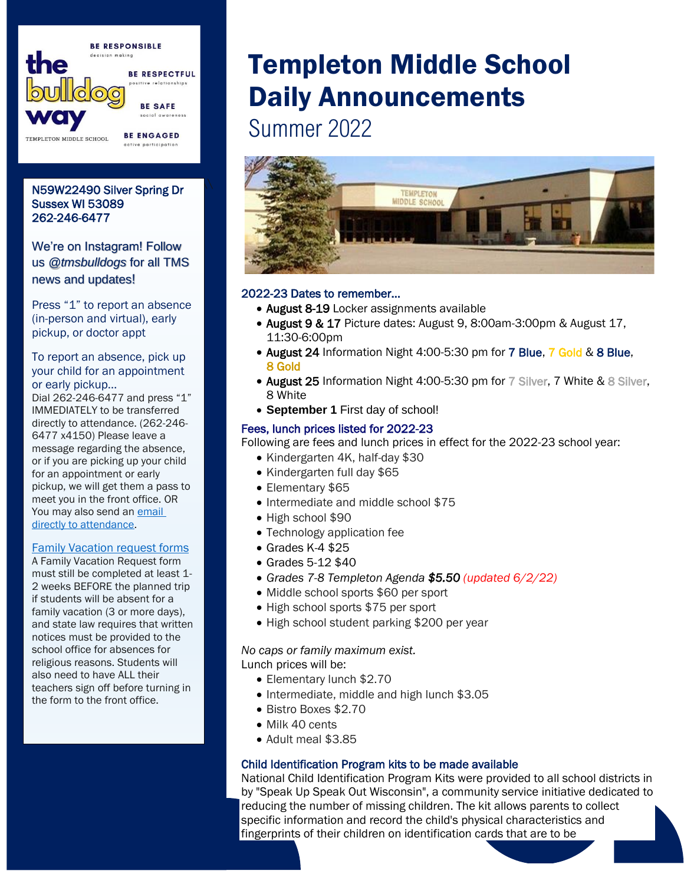# Templeton Middle School Daily Announcements

## Summer 2022

the bulldog way — TEMPLETON MIDDLE SCHOOL

BE RESPONSIBLE decision making

BE RESPECTFUL positive relationships

BE SAFE social awareness

BE ENGAGED active participation

N59W22490 Silver Spring Dr
Sussex WI 53089
262-246-6477

We're on Instagram! Follow us *@tmsbulldogs* for all TMS news and updates!

Press "1" to report an absence (in-person and virtual), early pickup, or doctor appt

To report an absence, pick up your child for an appointment or early pickup…

Dial 262-246-6477 and press "1" IMMEDIATELY to be transferred directly to attendance. (262-246-6477 x4150) Please leave a message regarding the absence, or if you are picking up your child for an appointment or early pickup, we will get them a pass to meet you in the front office. OR You may also send an email directly to attendance.

Family Vacation request forms

A Family Vacation Request form must still be completed at least 1-2 weeks BEFORE the planned trip if students will be absent for a family vacation (3 or more days), and state law requires that written notices must be provided to the school office for absences for religious reasons. Students will also need to have ALL their teachers sign off before turning in the form to the front office.

### 2022-23 Dates to remember…

- **August 8-19** Locker assignments available
- **August 9 & 17** Picture dates: August 9, 8:00am-3:00pm & August 17, 11:30-6:00pm
- **August 24** Information Night 4:00-5:30 pm for 7 Blue, 7 Gold & 8 Blue, 8 Gold
- **August 25** Information Night 4:00-5:30 pm for 7 Silver, 7 White & 8 Silver, 8 White
- **September 1** First day of school!

### Fees, lunch prices listed for 2022-23

Following are fees and lunch prices in effect for the 2022-23 school year:

- Kindergarten 4K, half-day $30
- Kindergarten full day $65
- Elementary $65
- Intermediate and middle school $75
- High school $90
- Technology application fee
- Grades K-4 $25
- Grades 5-12 $40
- *Grades 7-8 Templeton Agenda **$5.50** (updated 6/2/22)*
- Middle school sports $60 per sport
- High school sports $75 per sport
- High school student parking $200 per year

*No caps or family maximum exist.*

Lunch prices will be:

- Elementary lunch $2.70
- Intermediate, middle and high lunch $3.05
- Bistro Boxes $2.70
- Milk 40 cents
- Adult meal $3.85

### Child Identification Program kits to be made available

National Child Identification Program Kits were provided to all school districts in by "Speak Up Speak Out Wisconsin", a community service initiative dedicated to reducing the number of missing children. The kit allows parents to collect specific information and record the child's physical characteristics and fingerprints of their children on identification cards that are to be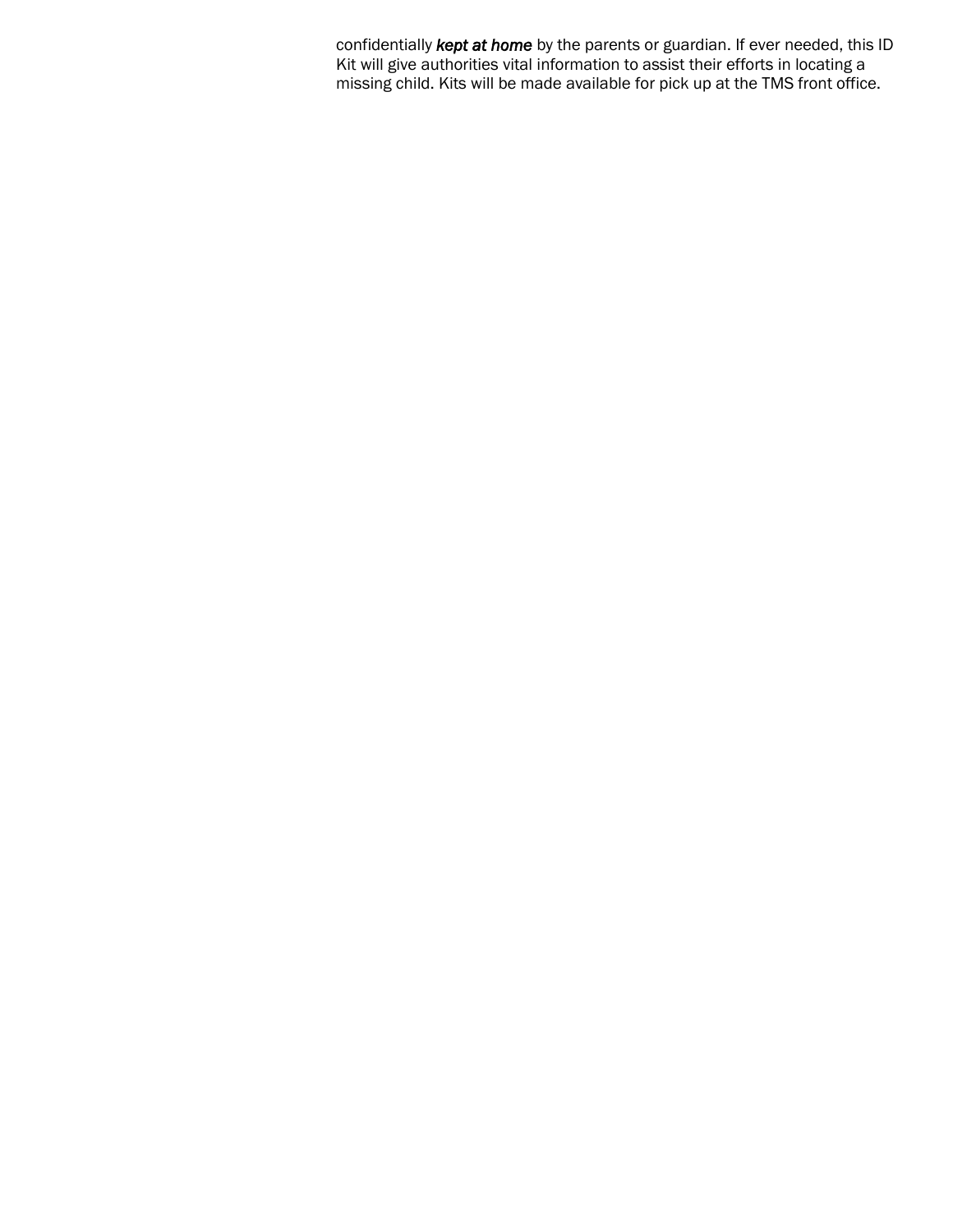confidentially ***kept at home*** by the parents or guardian. If ever needed, this ID Kit will give authorities vital information to assist their efforts in locating a missing child. Kits will be made available for pick up at the TMS front office.